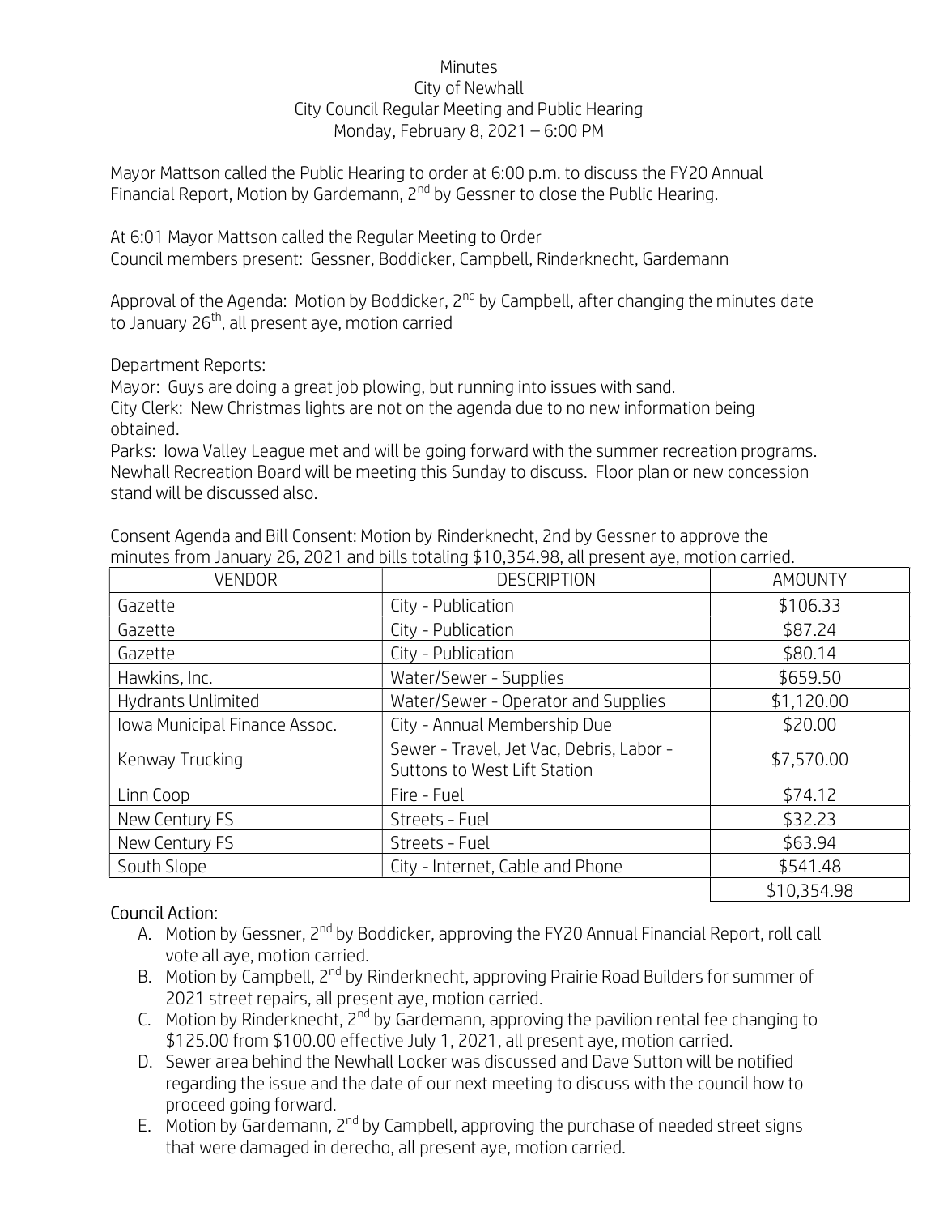Minutes
City of Newhall
City Council Regular Meeting and Public Hearing
Monday, February 8, 2021 – 6:00 PM

Mayor Mattson called the Public Hearing to order at 6:00 p.m. to discuss the FY20 Annual Financial Report, Motion by Gardemann, 2nd by Gessner to close the Public Hearing.

At 6:01 Mayor Mattson called the Regular Meeting to Order
Council members present: Gessner, Boddicker, Campbell, Rinderknecht, Gardemann

Approval of the Agenda: Motion by Boddicker, 2nd by Campbell, after changing the minutes date to January 26th, all present aye, motion carried

Department Reports:
Mayor: Guys are doing a great job plowing, but running into issues with sand.
City Clerk: New Christmas lights are not on the agenda due to no new information being obtained.
Parks: Iowa Valley League met and will be going forward with the summer recreation programs. Newhall Recreation Board will be meeting this Sunday to discuss. Floor plan or new concession stand will be discussed also.

Consent Agenda and Bill Consent: Motion by Rinderknecht, 2nd by Gessner to approve the minutes from January 26, 2021 and bills totaling $10,354.98, all present aye, motion carried.

| VENDOR | DESCRIPTION | AMOUNTY |
|---|---|---|
| Gazette | City - Publication | $106.33 |
| Gazette | City - Publication | $87.24 |
| Gazette | City - Publication | $80.14 |
| Hawkins, Inc. | Water/Sewer - Supplies | $659.50 |
| Hydrants Unlimited | Water/Sewer - Operator and Supplies | $1,120.00 |
| Iowa Municipal Finance Assoc. | City - Annual Membership Due | $20.00 |
| Kenway Trucking | Sewer - Travel, Jet Vac, Debris, Labor - Suttons to West Lift Station | $7,570.00 |
| Linn Coop | Fire - Fuel | $74.12 |
| New Century FS | Streets - Fuel | $32.23 |
| New Century FS | Streets - Fuel | $63.94 |
| South Slope | City - Internet, Cable and Phone | $541.48 |
| | | $10,354.98 |

**Council Action:**

A. Motion by Gessner, 2nd by Boddicker, approving the FY20 Annual Financial Report, roll call vote all aye, motion carried.
B. Motion by Campbell, 2nd by Rinderknecht, approving Prairie Road Builders for summer of 2021 street repairs, all present aye, motion carried.
C. Motion by Rinderknecht, 2nd by Gardemann, approving the pavilion rental fee changing to $125.00 from $100.00 effective July 1, 2021, all present aye, motion carried.
D. Sewer area behind the Newhall Locker was discussed and Dave Sutton will be notified regarding the issue and the date of our next meeting to discuss with the council how to proceed going forward.
E. Motion by Gardemann, 2nd by Campbell, approving the purchase of needed street signs that were damaged in derecho, all present aye, motion carried.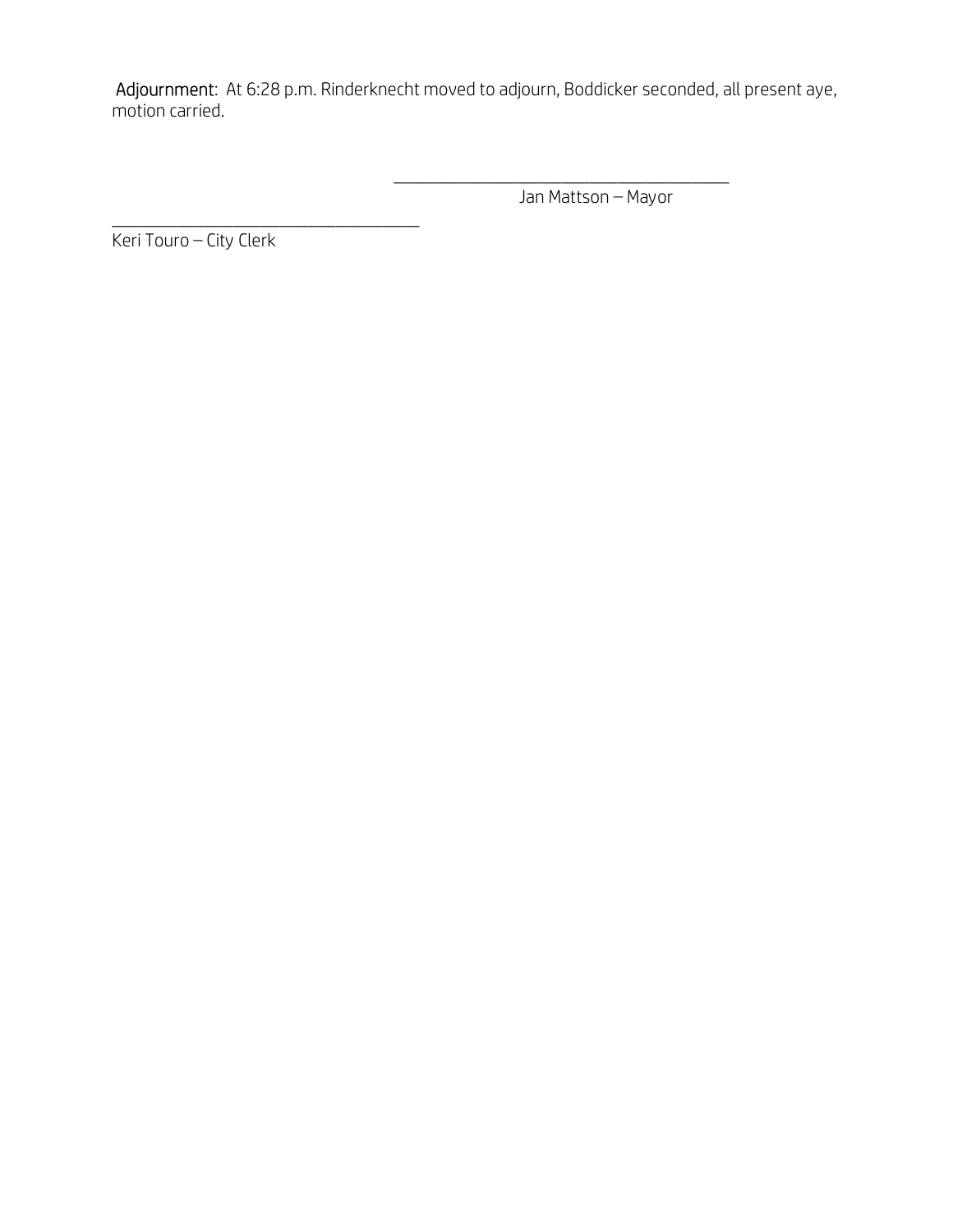**Adjournment**: At 6:28 p.m. Rinderknecht moved to adjourn, Boddicker seconded, all present aye, motion carried.

\_\_\_\_\_\_\_\_\_\_\_\_\_\_\_\_\_\_\_\_\_\_\_\_\_\_\_\_\_\_\_\_\_\_\_\_\_\_\_\_\_\_

Jan Mattson – Mayor

\_\_\_\_\_\_\_\_\_\_\_\_\_\_\_\_\_\_\_\_\_\_\_\_\_\_\_\_\_\_\_\_\_\_\_\_\_\_\_

Keri Touro – City Clerk